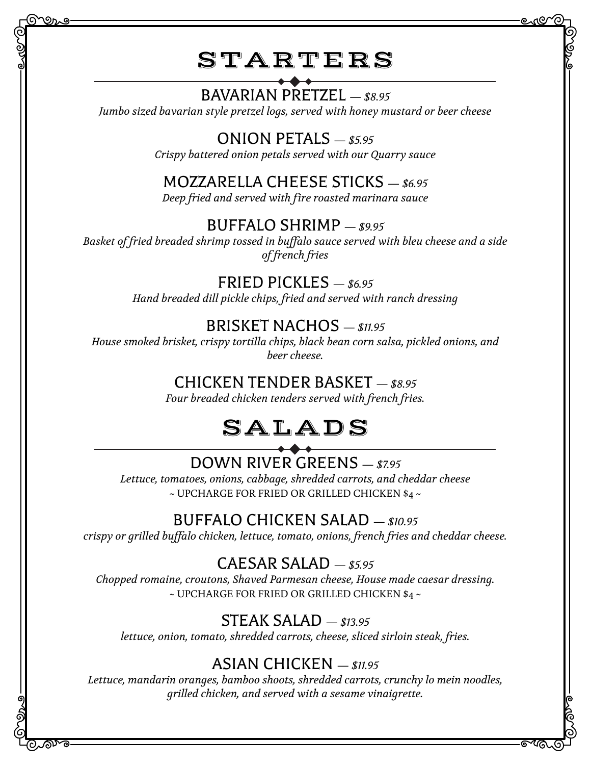# STARTERS

### BAVARIAN PRETZEL — *$8.95*
*Jumbo sized bavarian style pretzel logs, served with honey mustard or beer cheese*

### ONION PETALS — *$5.95*
*Crispy battered onion petals served with our Quarry sauce*

### MOZZARELLA CHEESE STICKS — *$6.95*
*Deep fried and served with fire roasted marinara sauce*

### BUFFALO SHRIMP — *$9.95*
*Basket of fried breaded shrimp tossed in buffalo sauce served with bleu cheese and a side of french fries*

### FRIED PICKLES — *$6.95*
*Hand breaded dill pickle chips, fried and served with ranch dressing*

### BRISKET NACHOS — *$11.95*
*House smoked brisket, crispy tortilla chips, black bean corn salsa, pickled onions, and beer cheese.*

### CHICKEN TENDER BASKET — *$8.95*
*Four breaded chicken tenders served with french fries.*

# SALADS

### DOWN RIVER GREENS — *$7.95*
*Lettuce, tomatoes, onions, cabbage, shredded carrots, and cheddar cheese*

~ UPCHARGE FOR FRIED OR GRILLED CHICKEN $4 ~

### BUFFALO CHICKEN SALAD — *$10.95*
*crispy or grilled buffalo chicken, lettuce, tomato, onions, french fries and cheddar cheese.*

### CAESAR SALAD — *$5.95*
*Chopped romaine, croutons, Shaved Parmesan cheese, House made caesar dressing.*

~ UPCHARGE FOR FRIED OR GRILLED CHICKEN $4 ~

### STEAK SALAD — *$13.95*
*lettuce, onion, tomato, shredded carrots, cheese, sliced sirloin steak, fries.*

### ASIAN CHICKEN — *$11.95*
*Lettuce, mandarin oranges, bamboo shoots, shredded carrots, crunchy lo mein noodles, grilled chicken, and served with a sesame vinaigrette.*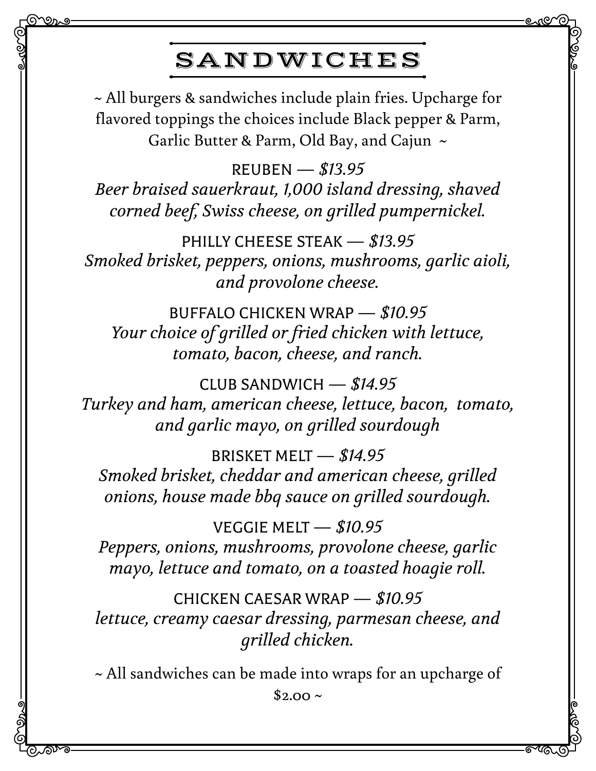# SANDWICHES

~ All burgers & sandwiches include plain fries. Upcharge for flavored toppings the choices include Black pepper & Parm, Garlic Butter & Parm, Old Bay, and Cajun ~

REUBEN — *$13.95*
*Beer braised sauerkraut, 1,000 island dressing, shaved corned beef, Swiss cheese, on grilled pumpernickel.*

PHILLY CHEESE STEAK — *$13.95*
*Smoked brisket, peppers, onions, mushrooms, garlic aioli, and provolone cheese.*

BUFFALO CHICKEN WRAP — *$10.95*
*Your choice of grilled or fried chicken with lettuce, tomato, bacon, cheese, and ranch.*

CLUB SANDWICH — *$14.95*
*Turkey and ham, american cheese, lettuce, bacon, tomato, and garlic mayo, on grilled sourdough*

BRISKET MELT — *$14.95*
*Smoked brisket, cheddar and american cheese, grilled onions, house made bbq sauce on grilled sourdough.*

VEGGIE MELT — *$10.95*
*Peppers, onions, mushrooms, provolone cheese, garlic mayo, lettuce and tomato, on a toasted hoagie roll.*

CHICKEN CAESAR WRAP — *$10.95*
*lettuce, creamy caesar dressing, parmesan cheese, and grilled chicken.*

~ All sandwiches can be made into wraps for an upcharge of $2.00 ~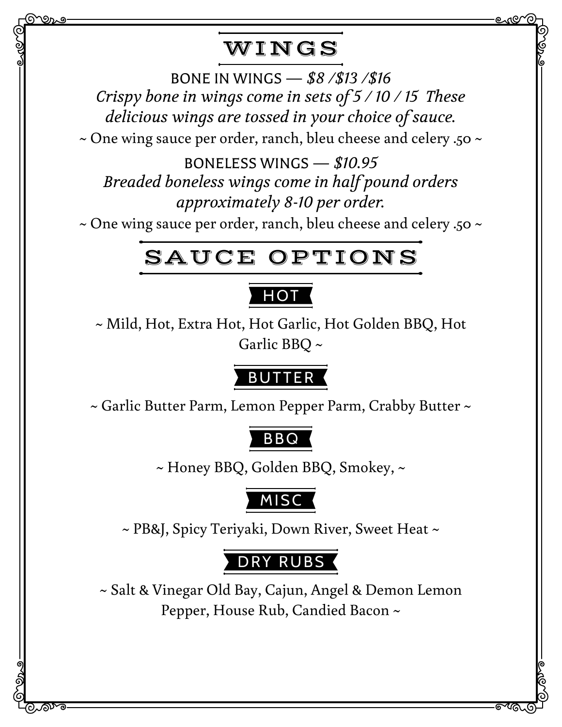# WINGS

BONE IN WINGS — *$8 /$13 /$16*

*Crispy bone in wings come in sets of 5 / 10 / 15  These delicious wings are tossed in your choice of sauce.*

~ One wing sauce per order, ranch, bleu cheese and celery .50 ~

BONELESS WINGS — *$10.95*

*Breaded boneless wings come in half pound orders approximately 8-10 per order.*

~ One wing sauce per order, ranch, bleu cheese and celery .50 ~

# SAUCE OPTIONS

## HOT

~ Mild, Hot, Extra Hot, Hot Garlic, Hot Golden BBQ, Hot Garlic BBQ ~

## BUTTER

~ Garlic Butter Parm, Lemon Pepper Parm, Crabby Butter ~

## BBQ

~ Honey BBQ, Golden BBQ, Smokey, ~

## MISC

~ PB&J, Spicy Teriyaki, Down River, Sweet Heat ~

## DRY RUBS

~ Salt & Vinegar Old Bay, Cajun, Angel & Demon Lemon Pepper, House Rub, Candied Bacon ~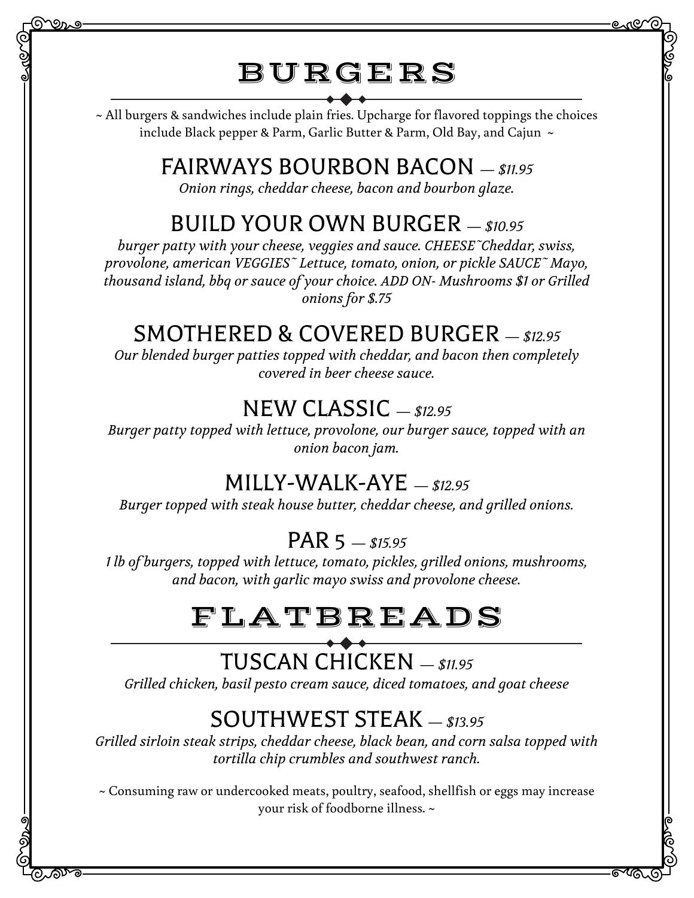# BURGERS

~ All burgers & sandwiches include plain fries. Upcharge for flavored toppings the choices include Black pepper & Parm, Garlic Butter & Parm, Old Bay, and Cajun ~

## FAIRWAYS BOURBON BACON — *$11.95*

*Onion rings, cheddar cheese, bacon and bourbon glaze.*

## BUILD YOUR OWN BURGER — *$10.95*

*burger patty with your cheese, veggies and sauce. CHEESE~Cheddar, swiss, provolone, american VEGGIES~ Lettuce, tomato, onion, or pickle SAUCE~ Mayo, thousand island, bbq or sauce of your choice. ADD ON- Mushrooms $1 or Grilled onions for $.75*

## SMOTHERED & COVERED BURGER — *$12.95*

*Our blended burger patties topped with cheddar, and bacon then completely covered in beer cheese sauce.*

## NEW CLASSIC — *$12.95*

*Burger patty topped with lettuce, provolone, our burger sauce, topped with an onion bacon jam.*

## MILLY-WALK-AYE — *$12.95*

*Burger topped with steak house butter, cheddar cheese, and grilled onions.*

## PAR 5 — *$15.95*

*1 lb of burgers, topped with lettuce, tomato, pickles, grilled onions, mushrooms, and bacon, with garlic mayo swiss and provolone cheese.*

# FLATBREADS

## TUSCAN CHICKEN — *$11.95*

*Grilled chicken, basil pesto cream sauce, diced tomatoes, and goat cheese*

## SOUTHWEST STEAK — *$13.95*

*Grilled sirloin steak strips, cheddar cheese, black bean, and corn salsa topped with tortilla chip crumbles and southwest ranch.*

~ Consuming raw or undercooked meats, poultry, seafood, shellfish or eggs may increase your risk of foodborne illness. ~